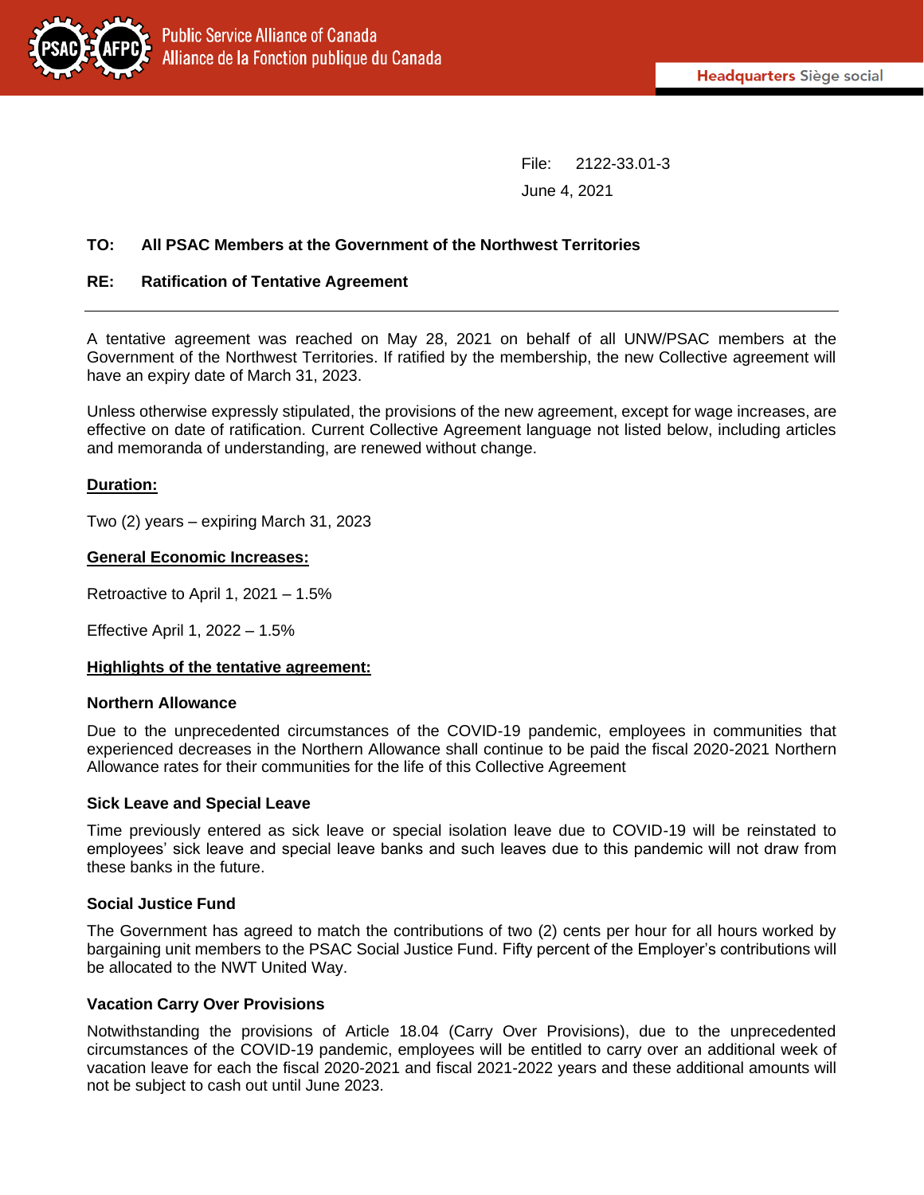Public Service Alliance of Canada
Alliance de la Fonction publique du Canada

**Headquarters** Siège social

File: 2122-33.01-3

June 4, 2021

**TO: All PSAC Members at the Government of the Northwest Territories**

**RE: Ratification of Tentative Agreement**

---

A tentative agreement was reached on May 28, 2021 on behalf of all UNW/PSAC members at the Government of the Northwest Territories. If ratified by the membership, the new Collective agreement will have an expiry date of March 31, 2023.

Unless otherwise expressly stipulated, the provisions of the new agreement, except for wage increases, are effective on date of ratification. Current Collective Agreement language not listed below, including articles and memoranda of understanding, are renewed without change.

**Duration:**

Two (2) years – expiring March 31, 2023

**General Economic Increases:**

Retroactive to April 1, 2021 – 1.5%

Effective April 1, 2022 – 1.5%

**Highlights of the tentative agreement:**

**Northern Allowance**

Due to the unprecedented circumstances of the COVID-19 pandemic, employees in communities that experienced decreases in the Northern Allowance shall continue to be paid the fiscal 2020-2021 Northern Allowance rates for their communities for the life of this Collective Agreement

**Sick Leave and Special Leave**

Time previously entered as sick leave or special isolation leave due to COVID-19 will be reinstated to employees' sick leave and special leave banks and such leaves due to this pandemic will not draw from these banks in the future.

**Social Justice Fund**

The Government has agreed to match the contributions of two (2) cents per hour for all hours worked by bargaining unit members to the PSAC Social Justice Fund. Fifty percent of the Employer's contributions will be allocated to the NWT United Way.

**Vacation Carry Over Provisions**

Notwithstanding the provisions of Article 18.04 (Carry Over Provisions), due to the unprecedented circumstances of the COVID-19 pandemic, employees will be entitled to carry over an additional week of vacation leave for each the fiscal 2020-2021 and fiscal 2021-2022 years and these additional amounts will not be subject to cash out until June 2023.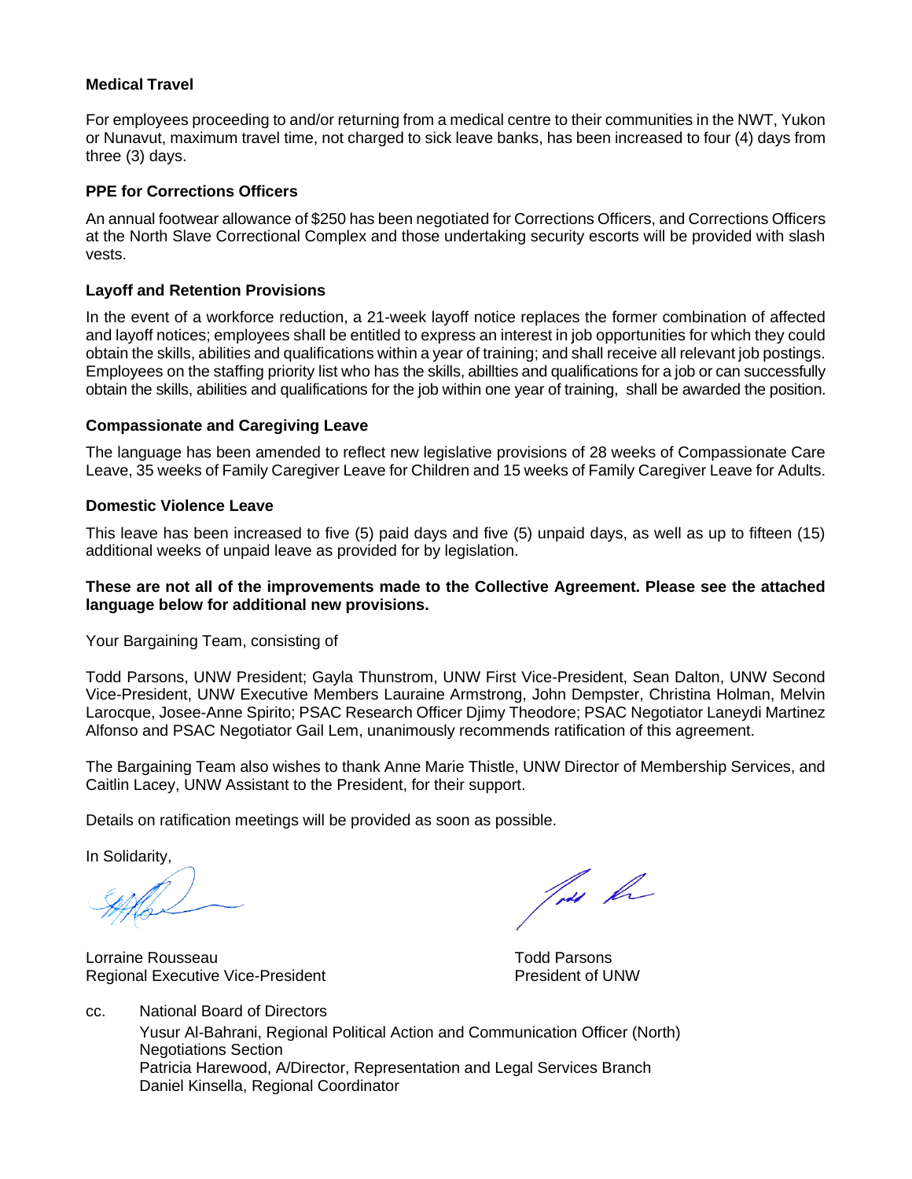**Medical Travel**

For employees proceeding to and/or returning from a medical centre to their communities in the NWT, Yukon or Nunavut, maximum travel time, not charged to sick leave banks, has been increased to four (4) days from three (3) days.

**PPE for Corrections Officers**

An annual footwear allowance of $250 has been negotiated for Corrections Officers, and Corrections Officers at the North Slave Correctional Complex and those undertaking security escorts will be provided with slash vests.

**Layoff and Retention Provisions**

In the event of a workforce reduction, a 21-week layoff notice replaces the former combination of affected and layoff notices; employees shall be entitled to express an interest in job opportunities for which they could obtain the skills, abilities and qualifications within a year of training; and shall receive all relevant job postings. Employees on the staffing priority list who has the skills, abillties and qualifications for a job or can successfully obtain the skills, abilities and qualifications for the job within one year of training, shall be awarded the position.

**Compassionate and Caregiving Leave**

The language has been amended to reflect new legislative provisions of 28 weeks of Compassionate Care Leave, 35 weeks of Family Caregiver Leave for Children and 15 weeks of Family Caregiver Leave for Adults.

**Domestic Violence Leave**

This leave has been increased to five (5) paid days and five (5) unpaid days, as well as up to fifteen (15) additional weeks of unpaid leave as provided for by legislation.

**These are not all of the improvements made to the Collective Agreement. Please see the attached language below for additional new provisions.**

Your Bargaining Team, consisting of

Todd Parsons, UNW President; Gayla Thunstrom, UNW First Vice-President, Sean Dalton, UNW Second Vice-President, UNW Executive Members Lauraine Armstrong, John Dempster, Christina Holman, Melvin Larocque, Josee-Anne Spirito; PSAC Research Officer Djimy Theodore; PSAC Negotiator Laneydi Martinez Alfonso and PSAC Negotiator Gail Lem, unanimously recommends ratification of this agreement.

The Bargaining Team also wishes to thank Anne Marie Thistle, UNW Director of Membership Services, and Caitlin Lacey, UNW Assistant to the President, for their support.

Details on ratification meetings will be provided as soon as possible.

In Solidarity,

Lorraine Rousseau
Regional Executive Vice-President

Todd Parsons
President of UNW

cc. National Board of Directors
Yusur Al-Bahrani, Regional Political Action and Communication Officer (North)
Negotiations Section
Patricia Harewood, A/Director, Representation and Legal Services Branch
Daniel Kinsella, Regional Coordinator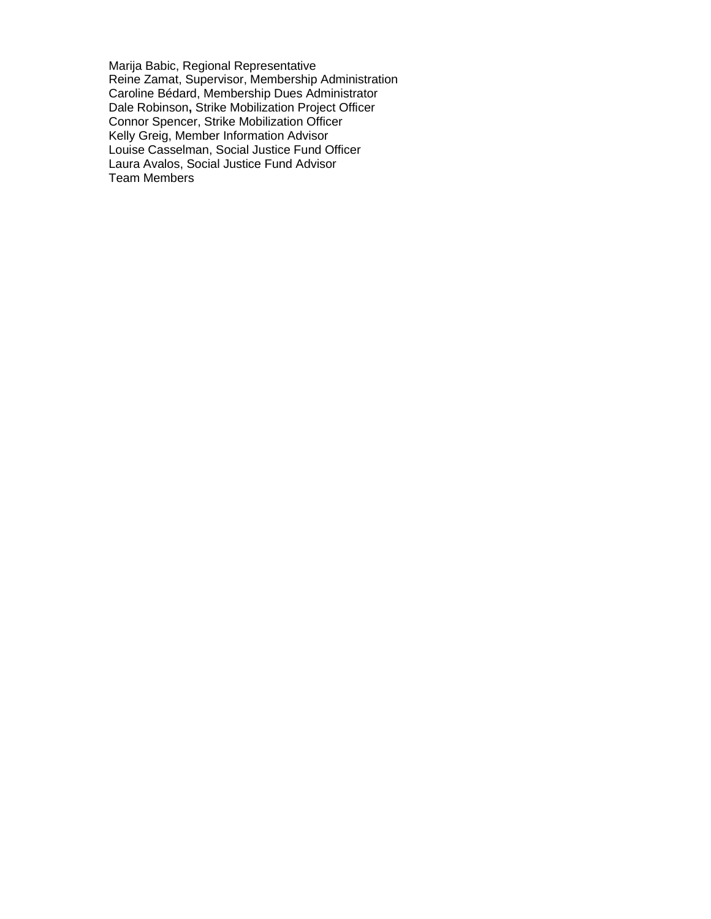Marija Babic, Regional Representative
Reine Zamat, Supervisor, Membership Administration
Caroline Bédard, Membership Dues Administrator
Dale Robinson**,** Strike Mobilization Project Officer
Connor Spencer, Strike Mobilization Officer
Kelly Greig, Member Information Advisor
Louise Casselman, Social Justice Fund Officer
Laura Avalos, Social Justice Fund Advisor
Team Members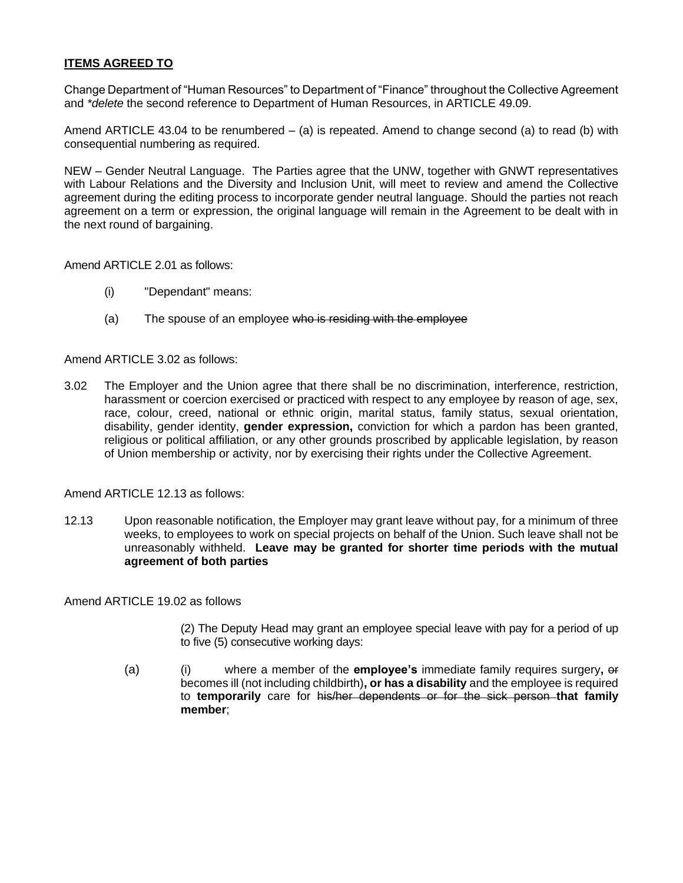**ITEMS AGREED TO**

Change Department of "Human Resources" to Department of "Finance" throughout the Collective Agreement and *\*delete* the second reference to Department of Human Resources, in ARTICLE 49.09.

Amend ARTICLE 43.04 to be renumbered – (a) is repeated. Amend to change second (a) to read (b) with consequential numbering as required.

NEW – Gender Neutral Language. The Parties agree that the UNW, together with GNWT representatives with Labour Relations and the Diversity and Inclusion Unit, will meet to review and amend the Collective agreement during the editing process to incorporate gender neutral language. Should the parties not reach agreement on a term or expression, the original language will remain in the Agreement to be dealt with in the next round of bargaining.

Amend ARTICLE 2.01 as follows:

(i) "Dependant" means:

(a) The spouse of an employee ~~who is residing with the employee~~

Amend ARTICLE 3.02 as follows:

3.02 The Employer and the Union agree that there shall be no discrimination, interference, restriction, harassment or coercion exercised or practiced with respect to any employee by reason of age, sex, race, colour, creed, national or ethnic origin, marital status, family status, sexual orientation, disability, gender identity, **gender expression,** conviction for which a pardon has been granted, religious or political affiliation, or any other grounds proscribed by applicable legislation, by reason of Union membership or activity, nor by exercising their rights under the Collective Agreement.

Amend ARTICLE 12.13 as follows:

12.13 Upon reasonable notification, the Employer may grant leave without pay, for a minimum of three weeks, to employees to work on special projects on behalf of the Union. Such leave shall not be unreasonably withheld. **Leave may be granted for shorter time periods with the mutual agreement of both parties**

Amend ARTICLE 19.02 as follows

(2) The Deputy Head may grant an employee special leave with pay for a period of up to five (5) consecutive working days:

(a) (i) where a member of the **employee's** immediate family requires surgery**,** ~~or~~ becomes ill (not including childbirth)**, or has a disability** and the employee is required to **temporarily** care for ~~his/her dependents or for the sick person~~ **that family member**;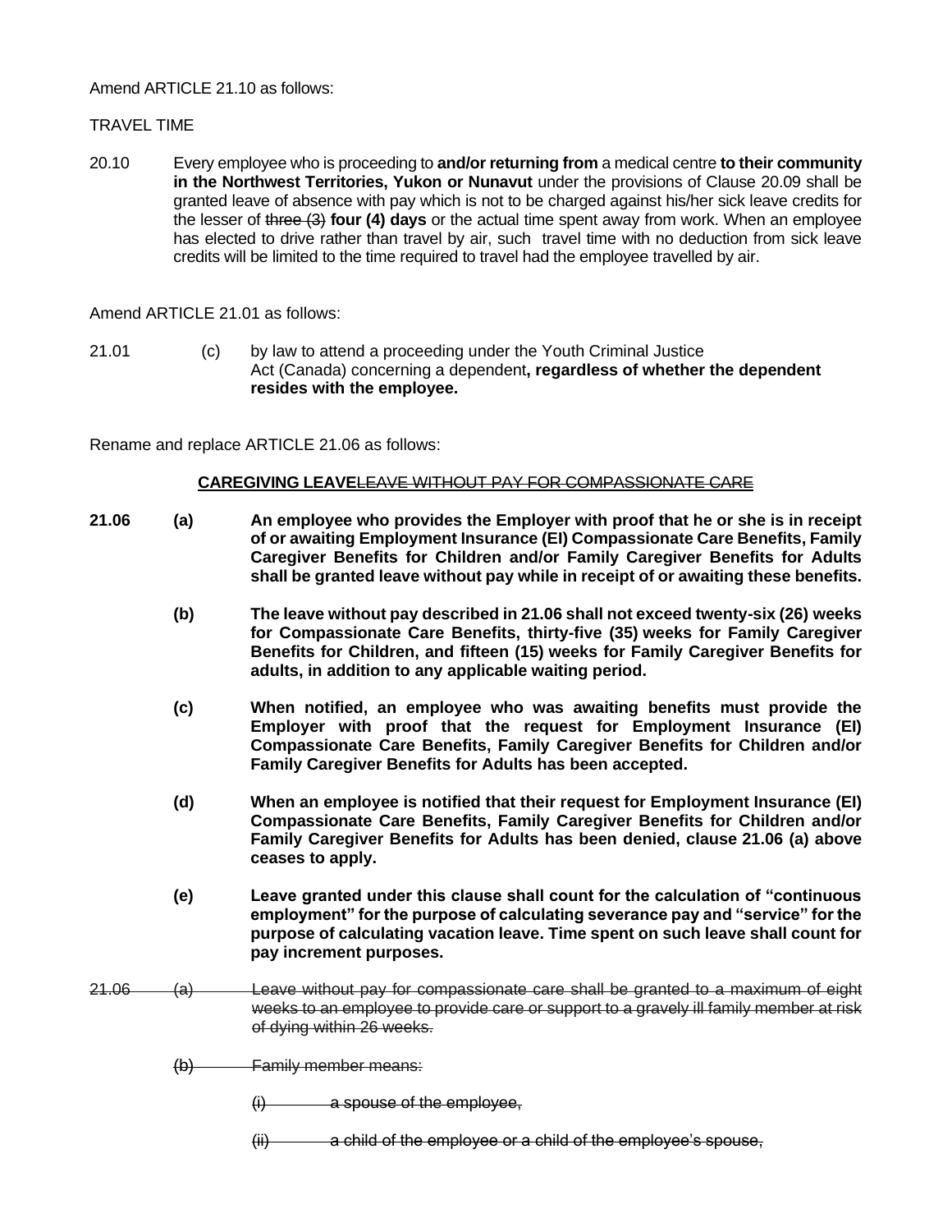Amend ARTICLE 21.10 as follows:

TRAVEL TIME

20.10 Every employee who is proceeding to **and/or returning from** a medical centre **to their community in the Northwest Territories, Yukon or Nunavut** under the provisions of Clause 20.09 shall be granted leave of absence with pay which is not to be charged against his/her sick leave credits for the lesser of ~~three (3)~~ **four (4) days** or the actual time spent away from work. When an employee has elected to drive rather than travel by air, such travel time with no deduction from sick leave credits will be limited to the time required to travel had the employee travelled by air.

Amend ARTICLE 21.01 as follows:

21.01 (c) by law to attend a proceeding under the Youth Criminal Justice Act (Canada) concerning a dependent**, regardless of whether the dependent resides with the employee.**

Rename and replace ARTICLE 21.06 as follows:

**CAREGIVING LEAVE**~~LEAVE WITHOUT PAY FOR COMPASSIONATE CARE~~

**21.06 (a) An employee who provides the Employer with proof that he or she is in receipt of or awaiting Employment Insurance (EI) Compassionate Care Benefits, Family Caregiver Benefits for Children and/or Family Caregiver Benefits for Adults shall be granted leave without pay while in receipt of or awaiting these benefits.**

**(b) The leave without pay described in 21.06 shall not exceed twenty-six (26) weeks for Compassionate Care Benefits, thirty-five (35) weeks for Family Caregiver Benefits for Children, and fifteen (15) weeks for Family Caregiver Benefits for adults, in addition to any applicable waiting period.**

**(c) When notified, an employee who was awaiting benefits must provide the Employer with proof that the request for Employment Insurance (EI) Compassionate Care Benefits, Family Caregiver Benefits for Children and/or Family Caregiver Benefits for Adults has been accepted.**

**(d) When an employee is notified that their request for Employment Insurance (EI) Compassionate Care Benefits, Family Caregiver Benefits for Children and/or Family Caregiver Benefits for Adults has been denied, clause 21.06 (a) above ceases to apply.**

**(e) Leave granted under this clause shall count for the calculation of "continuous employment" for the purpose of calculating severance pay and "service" for the purpose of calculating vacation leave. Time spent on such leave shall count for pay increment purposes.**

~~21.06 (a) Leave without pay for compassionate care shall be granted to a maximum of eight weeks to an employee to provide care or support to a gravely ill family member at risk of dying within 26 weeks.~~

~~(b) Family member means:~~

~~(i) a spouse of the employee,~~

~~(ii) a child of the employee or a child of the employee's spouse,~~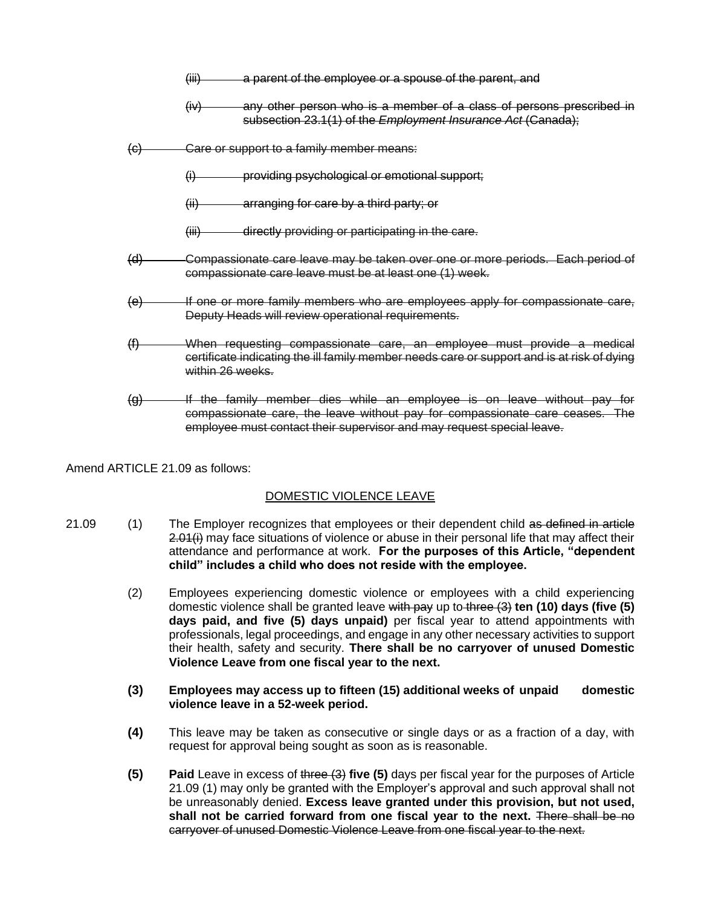~~(iii) a parent of the employee or a spouse of the parent, and~~

~~(iv) any other person who is a member of a class of persons prescribed in subsection 23.1(1) of the *Employment Insurance Act* (Canada);~~

~~(c) Care or support to a family member means:~~

~~(i) providing psychological or emotional support;~~

~~(ii) arranging for care by a third party; or~~

~~(iii) directly providing or participating in the care.~~

~~(d) Compassionate care leave may be taken over one or more periods. Each period of compassionate care leave must be at least one (1) week.~~

~~(e) If one or more family members who are employees apply for compassionate care, Deputy Heads will review operational requirements.~~

~~(f) When requesting compassionate care, an employee must provide a medical certificate indicating the ill family member needs care or support and is at risk of dying within 26 weeks.~~

~~(g) If the family member dies while an employee is on leave without pay for compassionate care, the leave without pay for compassionate care ceases. The employee must contact their supervisor and may request special leave.~~

Amend ARTICLE 21.09 as follows:

DOMESTIC VIOLENCE LEAVE

21.09 (1) The Employer recognizes that employees or their dependent child ~~as defined in article 2.01(i)~~ may face situations of violence or abuse in their personal life that may affect their attendance and performance at work. **For the purposes of this Article, "dependent child" includes a child who does not reside with the employee.**

(2) Employees experiencing domestic violence or employees with a child experiencing domestic violence shall be granted leave ~~with pay~~ up to ~~three (3)~~ **ten (10) days (five (5) days paid, and five (5) days unpaid)** per fiscal year to attend appointments with professionals, legal proceedings, and engage in any other necessary activities to support their health, safety and security. **There shall be no carryover of unused Domestic Violence Leave from one fiscal year to the next.**

**(3) Employees may access up to fifteen (15) additional weeks of unpaid domestic violence leave in a 52-week period.**

**(4)** This leave may be taken as consecutive or single days or as a fraction of a day, with request for approval being sought as soon as is reasonable.

**(5)** **Paid** Leave in excess of ~~three (3)~~ **five (5)** days per fiscal year for the purposes of Article 21.09 (1) may only be granted with the Employer's approval and such approval shall not be unreasonably denied. **Excess leave granted under this provision, but not used, shall not be carried forward from one fiscal year to the next.** ~~There shall be no carryover of unused Domestic Violence Leave from one fiscal year to the next.~~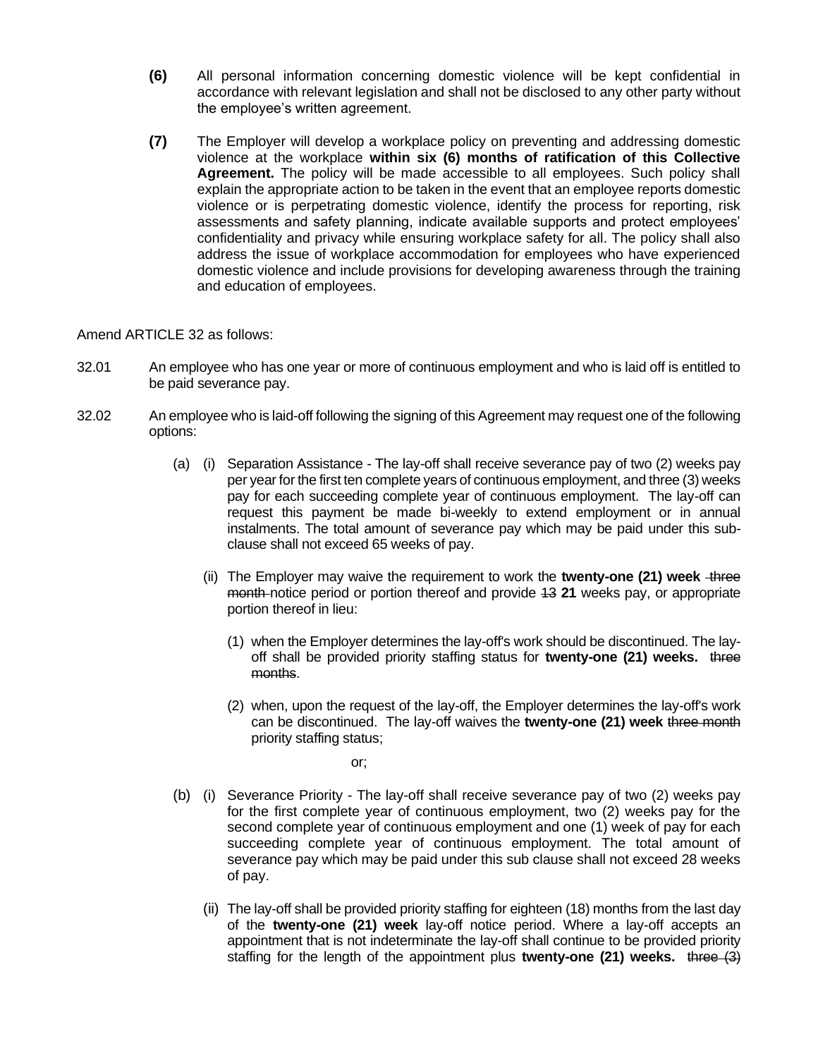**(6)** All personal information concerning domestic violence will be kept confidential in accordance with relevant legislation and shall not be disclosed to any other party without the employee's written agreement.

**(7)** The Employer will develop a workplace policy on preventing and addressing domestic violence at the workplace **within six (6) months of ratification of this Collective Agreement.** The policy will be made accessible to all employees. Such policy shall explain the appropriate action to be taken in the event that an employee reports domestic violence or is perpetrating domestic violence, identify the process for reporting, risk assessments and safety planning, indicate available supports and protect employees' confidentiality and privacy while ensuring workplace safety for all. The policy shall also address the issue of workplace accommodation for employees who have experienced domestic violence and include provisions for developing awareness through the training and education of employees.

Amend ARTICLE 32 as follows:

32.01 An employee who has one year or more of continuous employment and who is laid off is entitled to be paid severance pay.

32.02 An employee who is laid-off following the signing of this Agreement may request one of the following options:

(a) (i) Separation Assistance - The lay-off shall receive severance pay of two (2) weeks pay per year for the first ten complete years of continuous employment, and three (3) weeks pay for each succeeding complete year of continuous employment. The lay-off can request this payment be made bi-weekly to extend employment or in annual instalments. The total amount of severance pay which may be paid under this sub-clause shall not exceed 65 weeks of pay.

(ii) The Employer may waive the requirement to work the **twenty-one (21) week** ~~three month~~ notice period or portion thereof and provide ~~13~~ **21** weeks pay, or appropriate portion thereof in lieu:

(1) when the Employer determines the lay-off's work should be discontinued. The lay-off shall be provided priority staffing status for **twenty-one (21) weeks.** ~~three months~~.

(2) when, upon the request of the lay-off, the Employer determines the lay-off's work can be discontinued. The lay-off waives the **twenty-one (21) week** ~~three month~~ priority staffing status;

or;

(b) (i) Severance Priority - The lay-off shall receive severance pay of two (2) weeks pay for the first complete year of continuous employment, two (2) weeks pay for the second complete year of continuous employment and one (1) week of pay for each succeeding complete year of continuous employment. The total amount of severance pay which may be paid under this sub clause shall not exceed 28 weeks of pay.

(ii) The lay-off shall be provided priority staffing for eighteen (18) months from the last day of the **twenty-one (21) week** lay-off notice period. Where a lay-off accepts an appointment that is not indeterminate the lay-off shall continue to be provided priority staffing for the length of the appointment plus **twenty-one (21) weeks.** ~~three (3)~~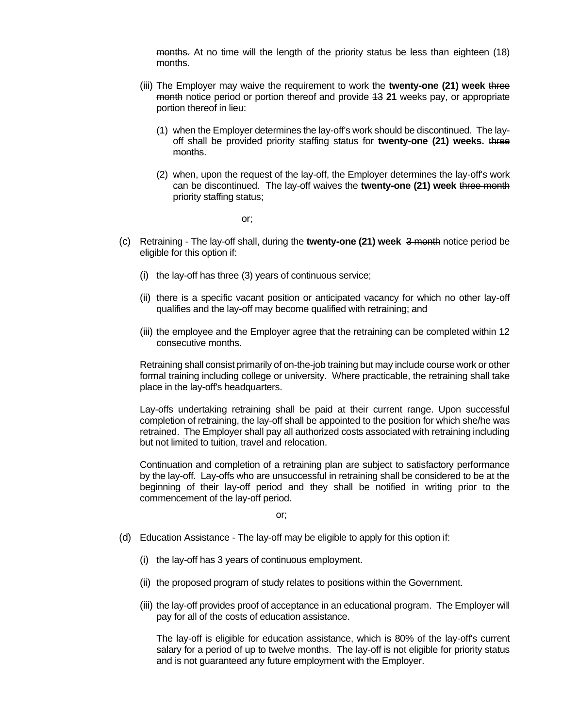~~months.~~ At no time will the length of the priority status be less than eighteen (18) months.

(iii) The Employer may waive the requirement to work the **twenty-one (21) week** ~~three month~~ notice period or portion thereof and provide ~~13~~ **21** weeks pay, or appropriate portion thereof in lieu:

(1) when the Employer determines the lay-off's work should be discontinued. The lay-off shall be provided priority staffing status for **twenty-one (21) weeks.** ~~three months~~.

(2) when, upon the request of the lay-off, the Employer determines the lay-off's work can be discontinued. The lay-off waives the **twenty-one (21) week** ~~three month~~ priority staffing status;

or;

(c) Retraining - The lay-off shall, during the **twenty-one (21) week** ~~3 month~~ notice period be eligible for this option if:

(i) the lay-off has three (3) years of continuous service;

(ii) there is a specific vacant position or anticipated vacancy for which no other lay-off qualifies and the lay-off may become qualified with retraining; and

(iii) the employee and the Employer agree that the retraining can be completed within 12 consecutive months.

Retraining shall consist primarily of on-the-job training but may include course work or other formal training including college or university. Where practicable, the retraining shall take place in the lay-off's headquarters.

Lay-offs undertaking retraining shall be paid at their current range. Upon successful completion of retraining, the lay-off shall be appointed to the position for which she/he was retrained. The Employer shall pay all authorized costs associated with retraining including but not limited to tuition, travel and relocation.

Continuation and completion of a retraining plan are subject to satisfactory performance by the lay-off. Lay-offs who are unsuccessful in retraining shall be considered to be at the beginning of their lay-off period and they shall be notified in writing prior to the commencement of the lay-off period.

or;

(d) Education Assistance - The lay-off may be eligible to apply for this option if:

(i) the lay-off has 3 years of continuous employment.

(ii) the proposed program of study relates to positions within the Government.

(iii) the lay-off provides proof of acceptance in an educational program. The Employer will pay for all of the costs of education assistance.

The lay-off is eligible for education assistance, which is 80% of the lay-off's current salary for a period of up to twelve months. The lay-off is not eligible for priority status and is not guaranteed any future employment with the Employer.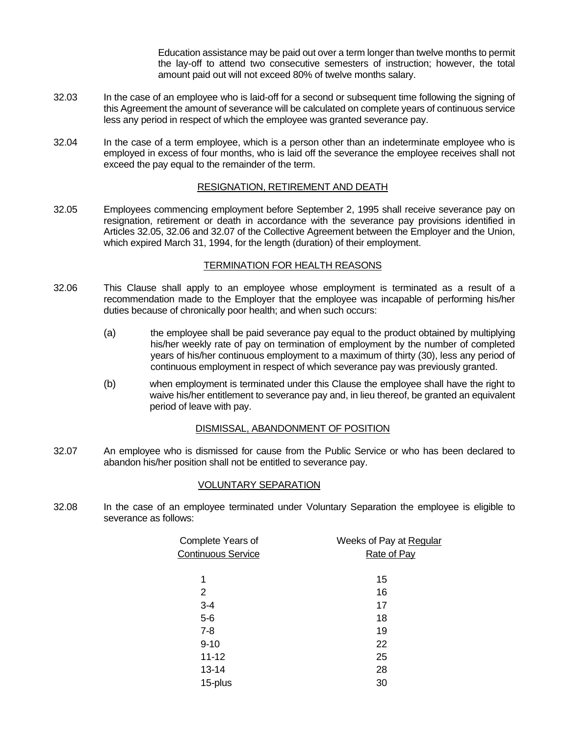Education assistance may be paid out over a term longer than twelve months to permit the lay-off to attend two consecutive semesters of instruction; however, the total amount paid out will not exceed 80% of twelve months salary.

32.03 In the case of an employee who is laid-off for a second or subsequent time following the signing of this Agreement the amount of severance will be calculated on complete years of continuous service less any period in respect of which the employee was granted severance pay.

32.04 In the case of a term employee, which is a person other than an indeterminate employee who is employed in excess of four months, who is laid off the severance the employee receives shall not exceed the pay equal to the remainder of the term.

## RESIGNATION, RETIREMENT AND DEATH

32.05 Employees commencing employment before September 2, 1995 shall receive severance pay on resignation, retirement or death in accordance with the severance pay provisions identified in Articles 32.05, 32.06 and 32.07 of the Collective Agreement between the Employer and the Union, which expired March 31, 1994, for the length (duration) of their employment.

## TERMINATION FOR HEALTH REASONS

32.06 This Clause shall apply to an employee whose employment is terminated as a result of a recommendation made to the Employer that the employee was incapable of performing his/her duties because of chronically poor health; and when such occurs:

(a) the employee shall be paid severance pay equal to the product obtained by multiplying his/her weekly rate of pay on termination of employment by the number of completed years of his/her continuous employment to a maximum of thirty (30), less any period of continuous employment in respect of which severance pay was previously granted.

(b) when employment is terminated under this Clause the employee shall have the right to waive his/her entitlement to severance pay and, in lieu thereof, be granted an equivalent period of leave with pay.

## DISMISSAL, ABANDONMENT OF POSITION

32.07 An employee who is dismissed for cause from the Public Service or who has been declared to abandon his/her position shall not be entitled to severance pay.

## VOLUNTARY SEPARATION

32.08 In the case of an employee terminated under Voluntary Separation the employee is eligible to severance as follows:

| Complete Years of Continuous Service | Weeks of Pay at Regular Rate of Pay |
|---|---|
| 1 | 15 |
| 2 | 16 |
| 3-4 | 17 |
| 5-6 | 18 |
| 7-8 | 19 |
| 9-10 | 22 |
| 11-12 | 25 |
| 13-14 | 28 |
| 15-plus | 30 |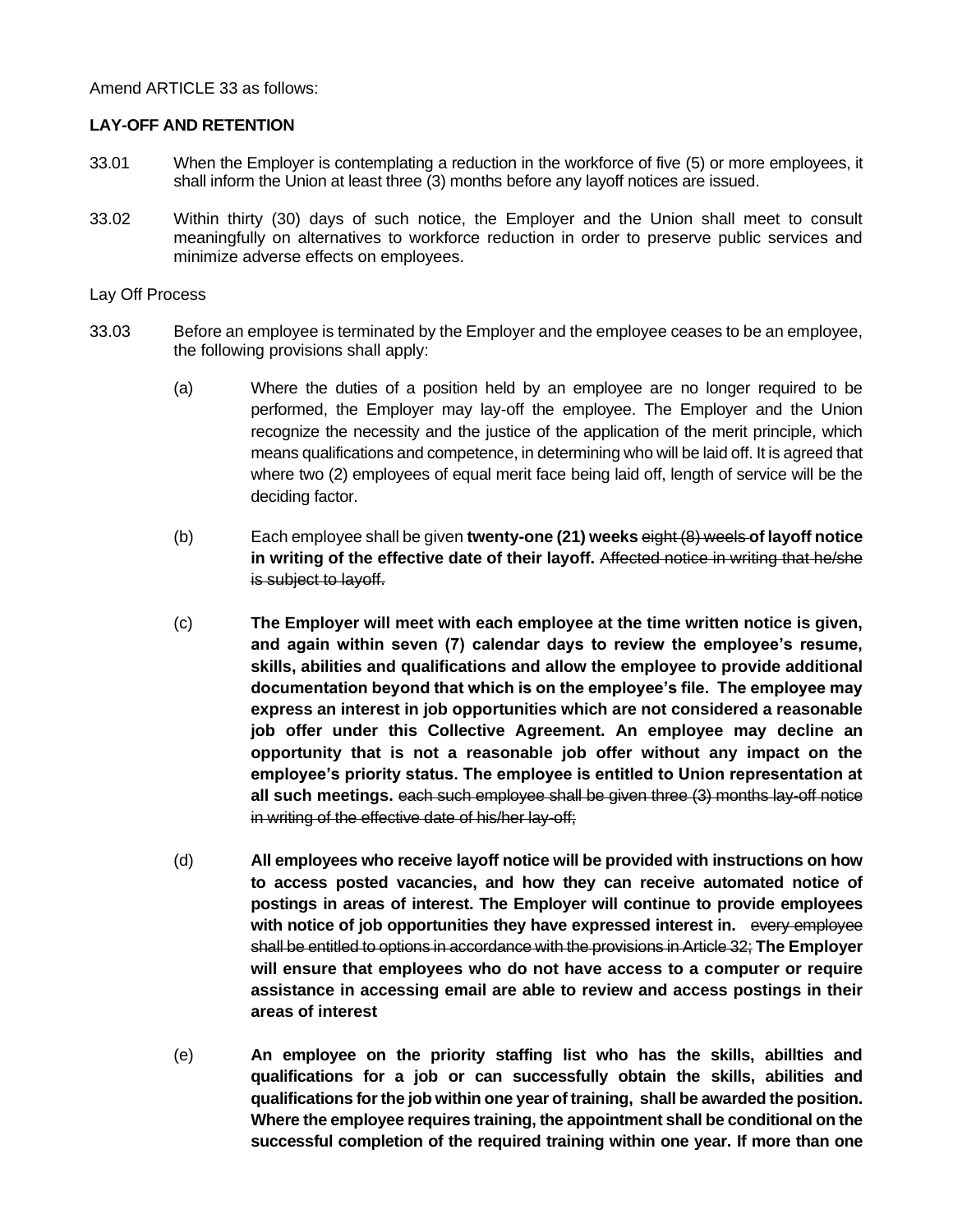Amend ARTICLE 33 as follows:

**LAY-OFF AND RETENTION**

33.01 When the Employer is contemplating a reduction in the workforce of five (5) or more employees, it shall inform the Union at least three (3) months before any layoff notices are issued.

33.02 Within thirty (30) days of such notice, the Employer and the Union shall meet to consult meaningfully on alternatives to workforce reduction in order to preserve public services and minimize adverse effects on employees.

Lay Off Process

33.03 Before an employee is terminated by the Employer and the employee ceases to be an employee, the following provisions shall apply:

(a) Where the duties of a position held by an employee are no longer required to be performed, the Employer may lay-off the employee. The Employer and the Union recognize the necessity and the justice of the application of the merit principle, which means qualifications and competence, in determining who will be laid off. It is agreed that where two (2) employees of equal merit face being laid off, length of service will be the deciding factor.

(b) Each employee shall be given **twenty-one (21) weeks** ~~eight (8) weels~~ **of layoff notice in writing of the effective date of their layoff.** ~~Affected notice in writing that he/she is subject to layoff.~~

(c) **The Employer will meet with each employee at the time written notice is given, and again within seven (7) calendar days to review the employee's resume, skills, abilities and qualifications and allow the employee to provide additional documentation beyond that which is on the employee's file. The employee may express an interest in job opportunities which are not considered a reasonable job offer under this Collective Agreement. An employee may decline an opportunity that is not a reasonable job offer without any impact on the employee's priority status. The employee is entitled to Union representation at all such meetings.** ~~each such employee shall be given three (3) months lay-off notice in writing of the effective date of his/her lay-off;~~

(d) **All employees who receive layoff notice will be provided with instructions on how to access posted vacancies, and how they can receive automated notice of postings in areas of interest. The Employer will continue to provide employees with notice of job opportunities they have expressed interest in.** ~~every employee shall be entitled to options in accordance with the provisions in Article 32;~~ **The Employer will ensure that employees who do not have access to a computer or require assistance in accessing email are able to review and access postings in their areas of interest**

(e) **An employee on the priority staffing list who has the skills, abillties and qualifications for a job or can successfully obtain the skills, abilities and qualifications for the job within one year of training, shall be awarded the position. Where the employee requires training, the appointment shall be conditional on the successful completion of the required training within one year. If more than one**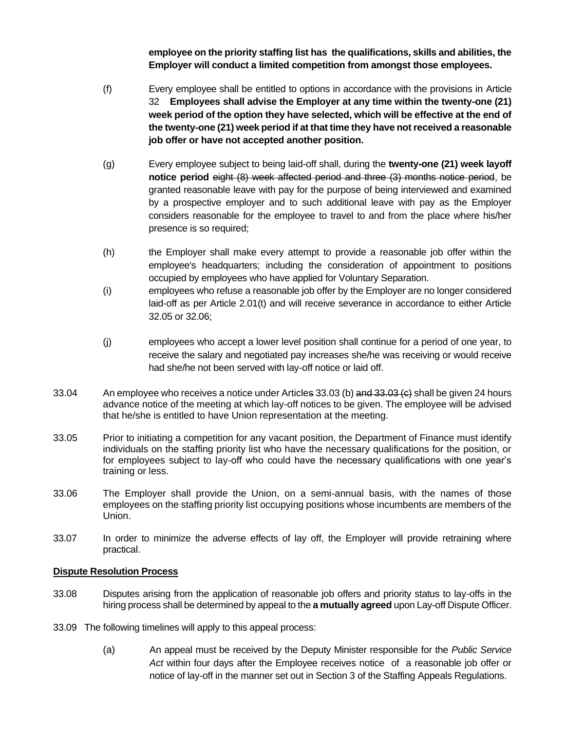**employee on the priority staffing list has the qualifications, skills and abilities, the Employer will conduct a limited competition from amongst those employees.**

(f) Every employee shall be entitled to options in accordance with the provisions in Article 32 **Employees shall advise the Employer at any time within the twenty-one (21) week period of the option they have selected, which will be effective at the end of the twenty-one (21) week period if at that time they have not received a reasonable job offer or have not accepted another position.**

(g) Every employee subject to being laid-off shall, during the **twenty-one (21) week layoff notice period** ~~eight (8) week affected period and three (3) months notice period~~, be granted reasonable leave with pay for the purpose of being interviewed and examined by a prospective employer and to such additional leave with pay as the Employer considers reasonable for the employee to travel to and from the place where his/her presence is so required;

(h) the Employer shall make every attempt to provide a reasonable job offer within the employee's headquarters; including the consideration of appointment to positions occupied by employees who have applied for Voluntary Separation.

(i) employees who refuse a reasonable job offer by the Employer are no longer considered laid-off as per Article 2.01(t) and will receive severance in accordance to either Article 32.05 or 32.06;

(j) employees who accept a lower level position shall continue for a period of one year, to receive the salary and negotiated pay increases she/he was receiving or would receive had she/he not been served with lay-off notice or laid off.

33.04 An employee who receives a notice under Article~~s~~ 33.03 (b) ~~and 33.03 (c)~~ shall be given 24 hours advance notice of the meeting at which lay-off notices to be given. The employee will be advised that he/she is entitled to have Union representation at the meeting.

33.05 Prior to initiating a competition for any vacant position, the Department of Finance must identify individuals on the staffing priority list who have the necessary qualifications for the position, or for employees subject to lay-off who could have the necessary qualifications with one year's training or less.

33.06 The Employer shall provide the Union, on a semi-annual basis, with the names of those employees on the staffing priority list occupying positions whose incumbents are members of the Union.

33.07 In order to minimize the adverse effects of lay off, the Employer will provide retraining where practical.

**Dispute Resolution Process**

33.08 Disputes arising from the application of reasonable job offers and priority status to lay-offs in the hiring process shall be determined by appeal to the **a mutually agreed** upon Lay-off Dispute Officer.

33.09 The following timelines will apply to this appeal process:

(a) An appeal must be received by the Deputy Minister responsible for the *Public Service Act* within four days after the Employee receives notice of a reasonable job offer or notice of lay-off in the manner set out in Section 3 of the Staffing Appeals Regulations.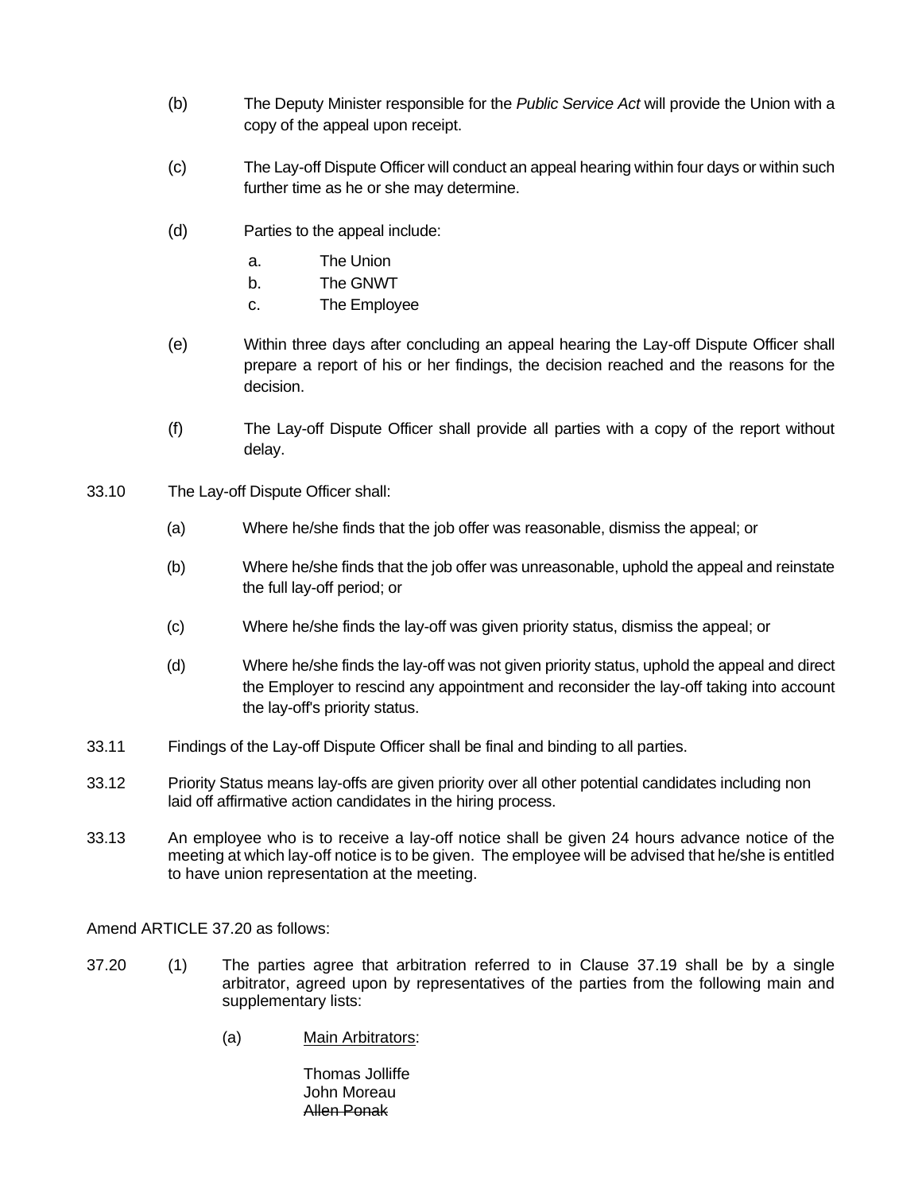(b) The Deputy Minister responsible for the *Public Service Act* will provide the Union with a copy of the appeal upon receipt.

(c) The Lay-off Dispute Officer will conduct an appeal hearing within four days or within such further time as he or she may determine.

(d) Parties to the appeal include:

  a. The Union
  b. The GNWT
  c. The Employee

(e) Within three days after concluding an appeal hearing the Lay-off Dispute Officer shall prepare a report of his or her findings, the decision reached and the reasons for the decision.

(f) The Lay-off Dispute Officer shall provide all parties with a copy of the report without delay.

33.10 The Lay-off Dispute Officer shall:

(a) Where he/she finds that the job offer was reasonable, dismiss the appeal; or

(b) Where he/she finds that the job offer was unreasonable, uphold the appeal and reinstate the full lay-off period; or

(c) Where he/she finds the lay-off was given priority status, dismiss the appeal; or

(d) Where he/she finds the lay-off was not given priority status, uphold the appeal and direct the Employer to rescind any appointment and reconsider the lay-off taking into account the lay-off's priority status.

33.11 Findings of the Lay-off Dispute Officer shall be final and binding to all parties.

33.12 Priority Status means lay-offs are given priority over all other potential candidates including non laid off affirmative action candidates in the hiring process.

33.13 An employee who is to receive a lay-off notice shall be given 24 hours advance notice of the meeting at which lay-off notice is to be given. The employee will be advised that he/she is entitled to have union representation at the meeting.

Amend ARTICLE 37.20 as follows:

37.20 (1) The parties agree that arbitration referred to in Clause 37.19 shall be by a single arbitrator, agreed upon by representatives of the parties from the following main and supplementary lists:

(a) <u>Main Arbitrators</u>:

Thomas Jolliffe
John Moreau
~~Allen Ponak~~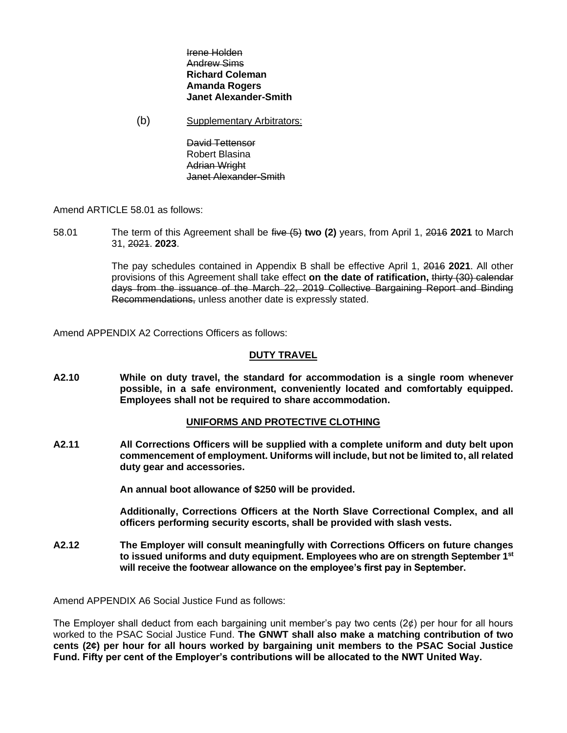~~Irene Holden~~
~~Andrew Sims~~
**Richard Coleman**
**Amanda Rogers**
**Janet Alexander-Smith**

(b) Supplementary Arbitrators:

~~David Tettensor~~
Robert Blasina
~~Adrian Wright~~
~~Janet Alexander-Smith~~

Amend ARTICLE 58.01 as follows:

58.01 The term of this Agreement shall be ~~five (5)~~ **two (2)** years, from April 1, ~~2016~~ **2021** to March 31, ~~2021~~. **2023**.

The pay schedules contained in Appendix B shall be effective April 1, ~~2016~~ **2021**. All other provisions of this Agreement shall take effect **on the date of ratification,** ~~thirty (30) calendar days from the issuance of the March 22, 2019 Collective Bargaining Report and Binding Recommendations,~~ unless another date is expressly stated.

Amend APPENDIX A2 Corrections Officers as follows:

**DUTY TRAVEL**

**A2.10 While on duty travel, the standard for accommodation is a single room whenever possible, in a safe environment, conveniently located and comfortably equipped. Employees shall not be required to share accommodation.**

**UNIFORMS AND PROTECTIVE CLOTHING**

**A2.11 All Corrections Officers will be supplied with a complete uniform and duty belt upon commencement of employment. Uniforms will include, but not be limited to, all related duty gear and accessories.**

**An annual boot allowance of $250 will be provided.**

**Additionally, Corrections Officers at the North Slave Correctional Complex, and all officers performing security escorts, shall be provided with slash vests.**

**A2.12 The Employer will consult meaningfully with Corrections Officers on future changes to issued uniforms and duty equipment. Employees who are on strength September 1st will receive the footwear allowance on the employee's first pay in September.**

Amend APPENDIX A6 Social Justice Fund as follows:

The Employer shall deduct from each bargaining unit member's pay two cents (2¢) per hour for all hours worked to the PSAC Social Justice Fund. **The GNWT shall also make a matching contribution of two cents (2¢) per hour for all hours worked by bargaining unit members to the PSAC Social Justice Fund. Fifty per cent of the Employer's contributions will be allocated to the NWT United Way.**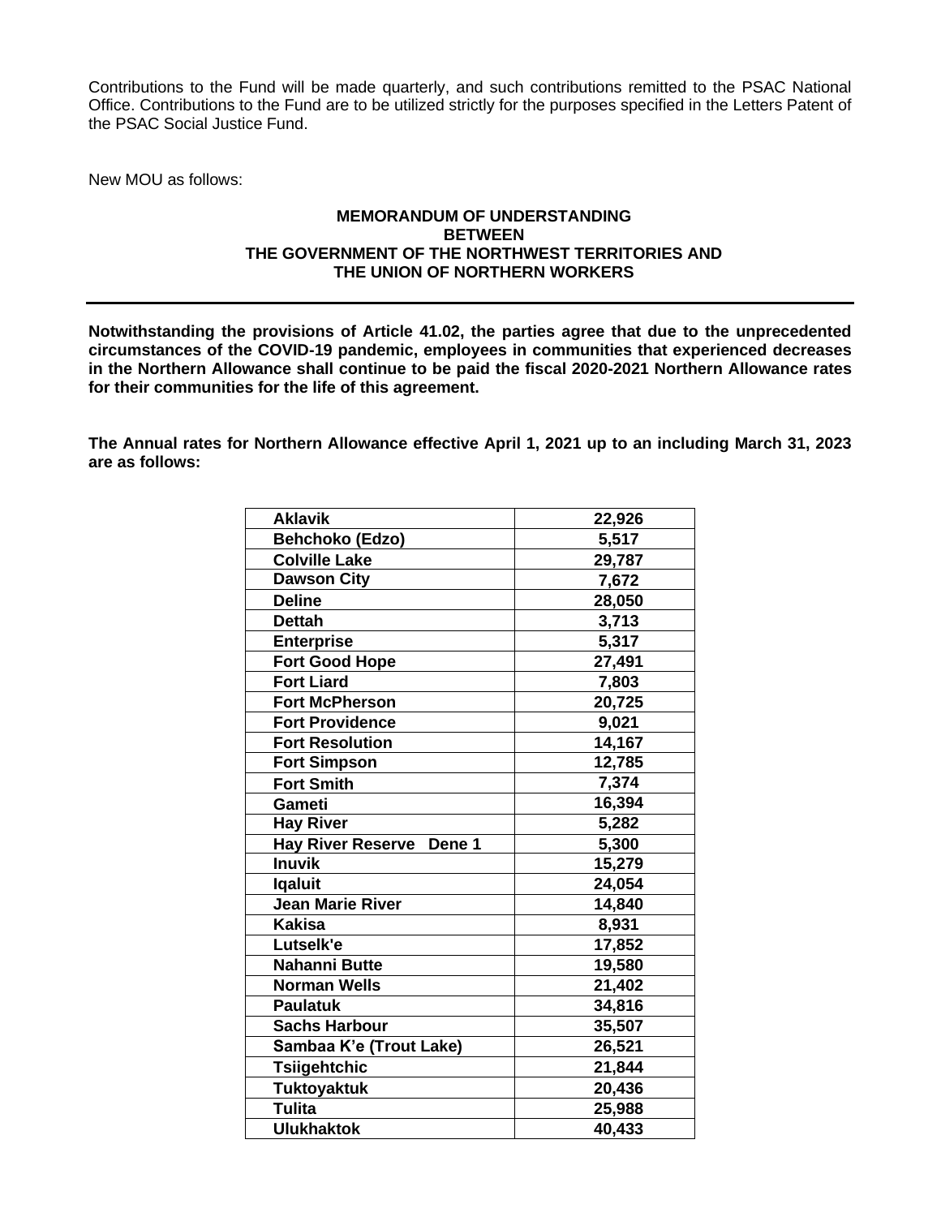Contributions to the Fund will be made quarterly, and such contributions remitted to the PSAC National Office. Contributions to the Fund are to be utilized strictly for the purposes specified in the Letters Patent of the PSAC Social Justice Fund.

New MOU as follows:

**MEMORANDUM OF UNDERSTANDING**
**BETWEEN**
**THE GOVERNMENT OF THE NORTHWEST TERRITORIES AND**
**THE UNION OF NORTHERN WORKERS**

---

**Notwithstanding the provisions of Article 41.02, the parties agree that due to the unprecedented circumstances of the COVID-19 pandemic, employees in communities that experienced decreases in the Northern Allowance shall continue to be paid the fiscal 2020-2021 Northern Allowance rates for their communities for the life of this agreement.**

**The Annual rates for Northern Allowance effective April 1, 2021 up to an including March 31, 2023 are as follows:**

| Community | Rate |
|---|---|
| **Aklavik** | **22,926** |
| **Behchoko (Edzo)** | **5,517** |
| **Colville Lake** | **29,787** |
| **Dawson City** | **7,672** |
| **Deline** | **28,050** |
| **Dettah** | **3,713** |
| **Enterprise** | **5,317** |
| **Fort Good Hope** | **27,491** |
| **Fort Liard** | **7,803** |
| **Fort McPherson** | **20,725** |
| **Fort Providence** | **9,021** |
| **Fort Resolution** | **14,167** |
| **Fort Simpson** | **12,785** |
| **Fort Smith** | **7,374** |
| **Gameti** | **16,394** |
| **Hay River** | **5,282** |
| **Hay River Reserve Dene 1** | **5,300** |
| **Inuvik** | **15,279** |
| **Iqaluit** | **24,054** |
| **Jean Marie River** | **14,840** |
| **Kakisa** | **8,931** |
| **Lutselk'e** | **17,852** |
| **Nahanni Butte** | **19,580** |
| **Norman Wells** | **21,402** |
| **Paulatuk** | **34,816** |
| **Sachs Harbour** | **35,507** |
| **Sambaa K'e (Trout Lake)** | **26,521** |
| **Tsiigehtchic** | **21,844** |
| **Tuktoyaktuk** | **20,436** |
| **Tulita** | **25,988** |
| **Ulukhaktok** | **40,433** |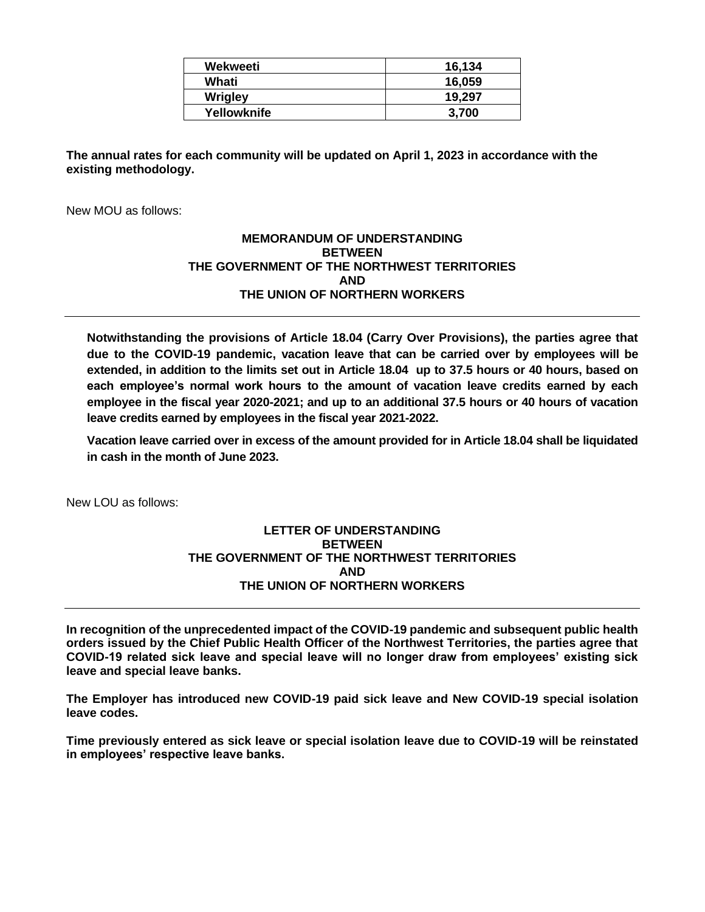| Wekweeti | 16,134 |
| --- | --- |
| Whati | 16,059 |
| Wrigley | 19,297 |
| Yellowknife | 3,700 |

**The annual rates for each community will be updated on April 1, 2023 in accordance with the existing methodology.**

New MOU as follows:

**MEMORANDUM OF UNDERSTANDING**
**BETWEEN**
**THE GOVERNMENT OF THE NORTHWEST TERRITORIES**
**AND**
**THE UNION OF NORTHERN WORKERS**

---

**Notwithstanding the provisions of Article 18.04 (Carry Over Provisions), the parties agree that due to the COVID-19 pandemic, vacation leave that can be carried over by employees will be extended, in addition to the limits set out in Article 18.04 up to 37.5 hours or 40 hours, based on each employee's normal work hours to the amount of vacation leave credits earned by each employee in the fiscal year 2020-2021; and up to an additional 37.5 hours or 40 hours of vacation leave credits earned by employees in the fiscal year 2021-2022.**

**Vacation leave carried over in excess of the amount provided for in Article 18.04 shall be liquidated in cash in the month of June 2023.**

New LOU as follows:

**LETTER OF UNDERSTANDING**
**BETWEEN**
**THE GOVERNMENT OF THE NORTHWEST TERRITORIES**
**AND**
**THE UNION OF NORTHERN WORKERS**

---

**In recognition of the unprecedented impact of the COVID-19 pandemic and subsequent public health orders issued by the Chief Public Health Officer of the Northwest Territories, the parties agree that COVID-19 related sick leave and special leave will no longer draw from employees' existing sick leave and special leave banks.**

**The Employer has introduced new COVID-19 paid sick leave and New COVID-19 special isolation leave codes.**

**Time previously entered as sick leave or special isolation leave due to COVID-19 will be reinstated in employees' respective leave banks.**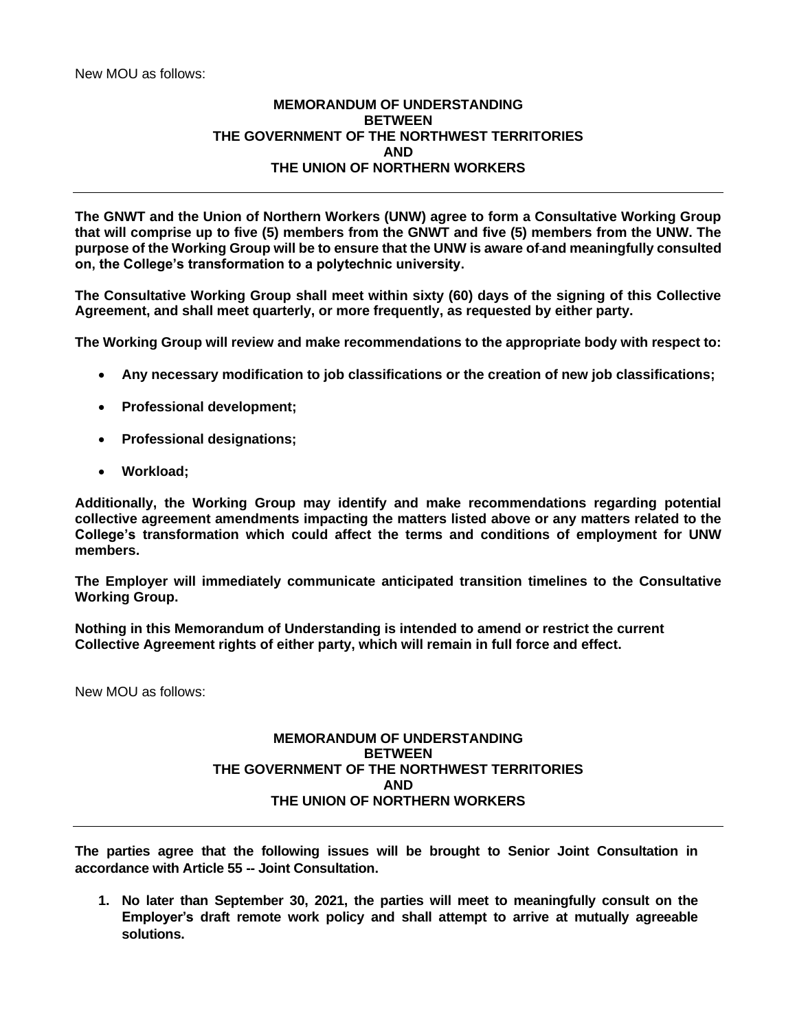New MOU as follows:

**MEMORANDUM OF UNDERSTANDING**
**BETWEEN**
**THE GOVERNMENT OF THE NORTHWEST TERRITORIES**
**AND**
**THE UNION OF NORTHERN WORKERS**

---

**The GNWT and the Union of Northern Workers (UNW) agree to form a Consultative Working Group that will comprise up to five (5) members from the GNWT and five (5) members from the UNW. The purpose of the Working Group will be to ensure that the UNW is aware of and meaningfully consulted on, the College's transformation to a polytechnic university.**

**The Consultative Working Group shall meet within sixty (60) days of the signing of this Collective Agreement, and shall meet quarterly, or more frequently, as requested by either party.**

**The Working Group will review and make recommendations to the appropriate body with respect to:**

- **Any necessary modification to job classifications or the creation of new job classifications;**
- **Professional development;**
- **Professional designations;**
- **Workload;**

**Additionally, the Working Group may identify and make recommendations regarding potential collective agreement amendments impacting the matters listed above or any matters related to the College's transformation which could affect the terms and conditions of employment for UNW members.**

**The Employer will immediately communicate anticipated transition timelines to the Consultative Working Group.**

**Nothing in this Memorandum of Understanding is intended to amend or restrict the current Collective Agreement rights of either party, which will remain in full force and effect.**

New MOU as follows:

**MEMORANDUM OF UNDERSTANDING**
**BETWEEN**
**THE GOVERNMENT OF THE NORTHWEST TERRITORIES**
**AND**
**THE UNION OF NORTHERN WORKERS**

---

**The parties agree that the following issues will be brought to Senior Joint Consultation in accordance with Article 55 -- Joint Consultation.**

1. **No later than September 30, 2021, the parties will meet to meaningfully consult on the Employer's draft remote work policy and shall attempt to arrive at mutually agreeable solutions.**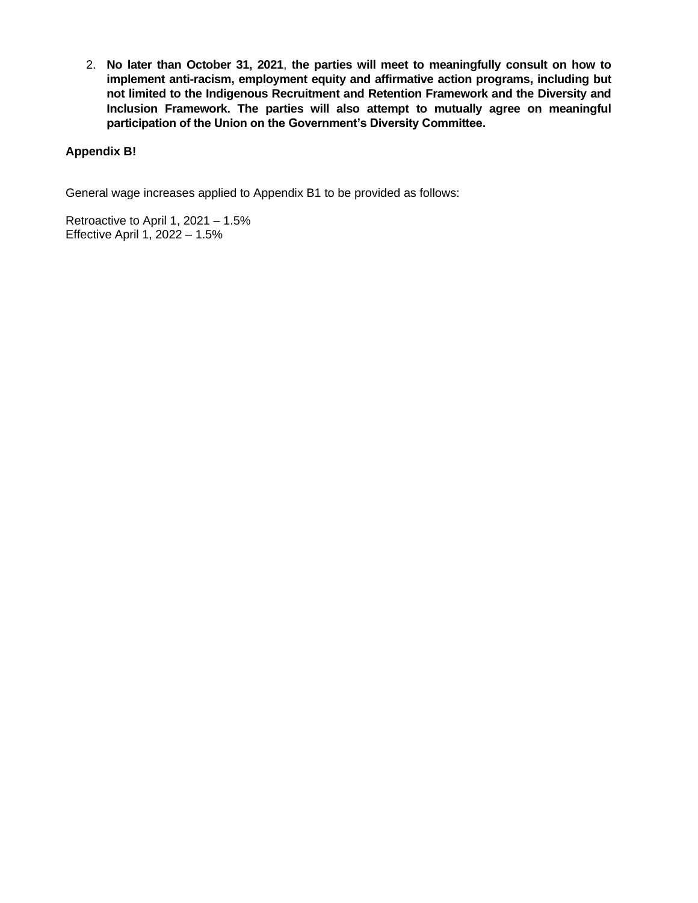2. **No later than October 31, 2021**, **the parties will meet to meaningfully consult on how to implement anti-racism, employment equity and affirmative action programs, including but not limited to the Indigenous Recruitment and Retention Framework and the Diversity and Inclusion Framework. The parties will also attempt to mutually agree on meaningful participation of the Union on the Government's Diversity Committee.**

**Appendix B!**

General wage increases applied to Appendix B1 to be provided as follows:

Retroactive to April 1, 2021 – 1.5%
Effective April 1, 2022 – 1.5%